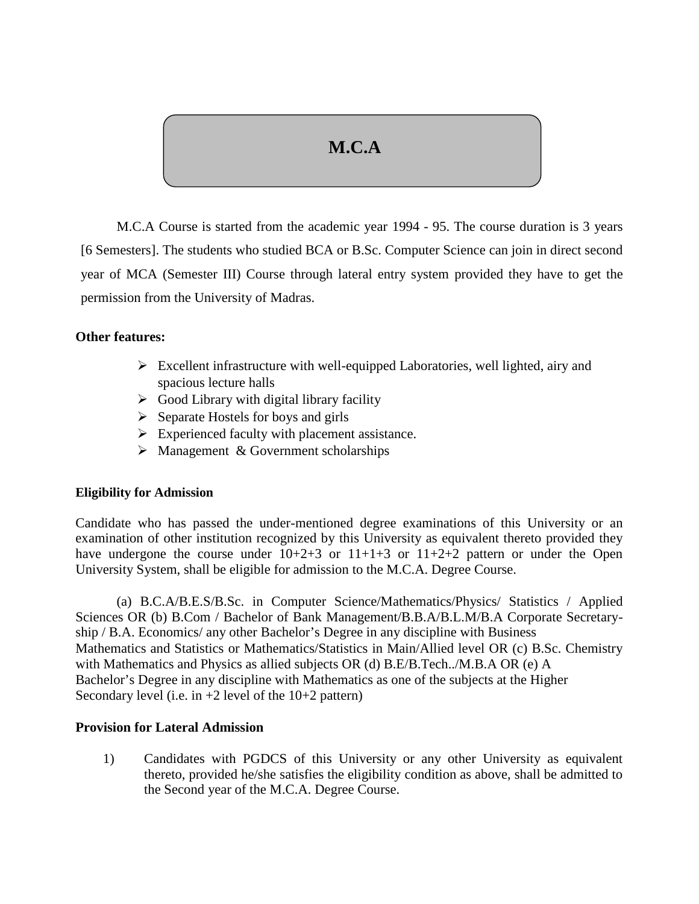# M.C.A

M.C.A Course is started from the academic year 1994 - 95. The course duration is 3 years [6 Semesters]. The students who studied BCA or B.Sc. Computer Science can join in direct second year of MCA (Semester III) Course through lateral entry system provided they have to get the permission from the University of Madras.

**Other features:**

- Excellent infrastructure with well-equipped Laboratories, well lighted, airy and spacious lecture halls
- Good Library with digital library facility
- Separate Hostels for boys and girls
- Experienced faculty with placement assistance.
- Management & Government scholarships

**Eligibility for Admission**

Candidate who has passed the under-mentioned degree examinations of this University or an examination of other institution recognized by this University as equivalent thereto provided they have undergone the course under 10+2+3 or 11+1+3 or 11+2+2 pattern or under the Open University System, shall be eligible for admission to the M.C.A. Degree Course.

(a) B.C.A/B.E.S/B.Sc. in Computer Science/Mathematics/Physics/ Statistics / Applied Sciences OR (b) B.Com / Bachelor of Bank Management/B.B.A/B.L.M/B.A Corporate Secretary-ship / B.A. Economics/ any other Bachelor's Degree in any discipline with Business Mathematics and Statistics or Mathematics/Statistics in Main/Allied level OR (c) B.Sc. Chemistry with Mathematics and Physics as allied subjects OR (d) B.E/B.Tech../M.B.A OR (e) A Bachelor's Degree in any discipline with Mathematics as one of the subjects at the Higher Secondary level (i.e. in +2 level of the 10+2 pattern)

**Provision for Lateral Admission**

1) Candidates with PGDCS of this University or any other University as equivalent thereto, provided he/she satisfies the eligibility condition as above, shall be admitted to the Second year of the M.C.A. Degree Course.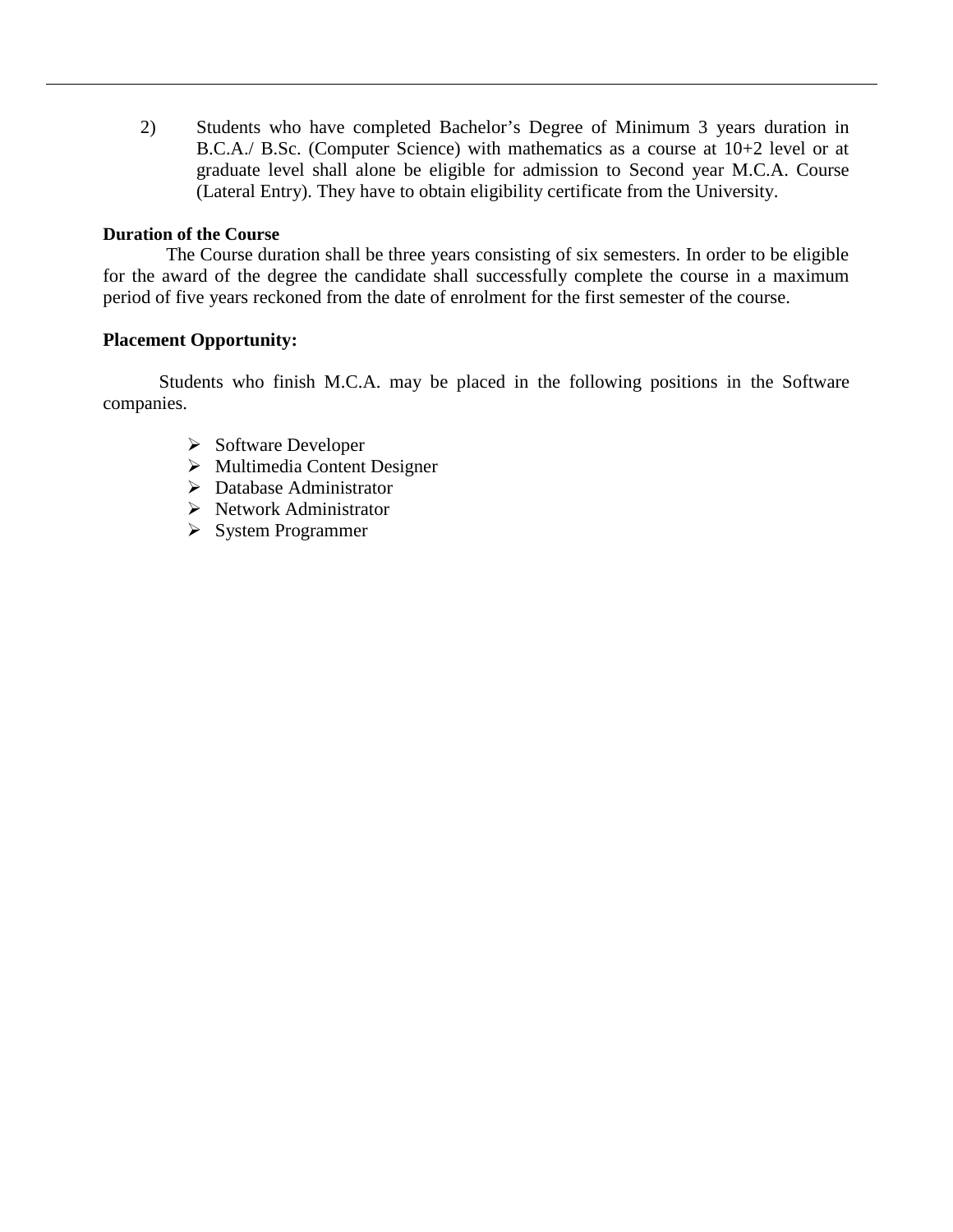2) Students who have completed Bachelor's Degree of Minimum 3 years duration in B.C.A./ B.Sc. (Computer Science) with mathematics as a course at 10+2 level or at graduate level shall alone be eligible for admission to Second year M.C.A. Course (Lateral Entry). They have to obtain eligibility certificate from the University.

**Duration of the Course**

The Course duration shall be three years consisting of six semesters. In order to be eligible for the award of the degree the candidate shall successfully complete the course in a maximum period of five years reckoned from the date of enrolment for the first semester of the course.

**Placement Opportunity:**

Students who finish M.C.A. may be placed in the following positions in the Software companies.

- Software Developer
- Multimedia Content Designer
- Database Administrator
- Network Administrator
- System Programmer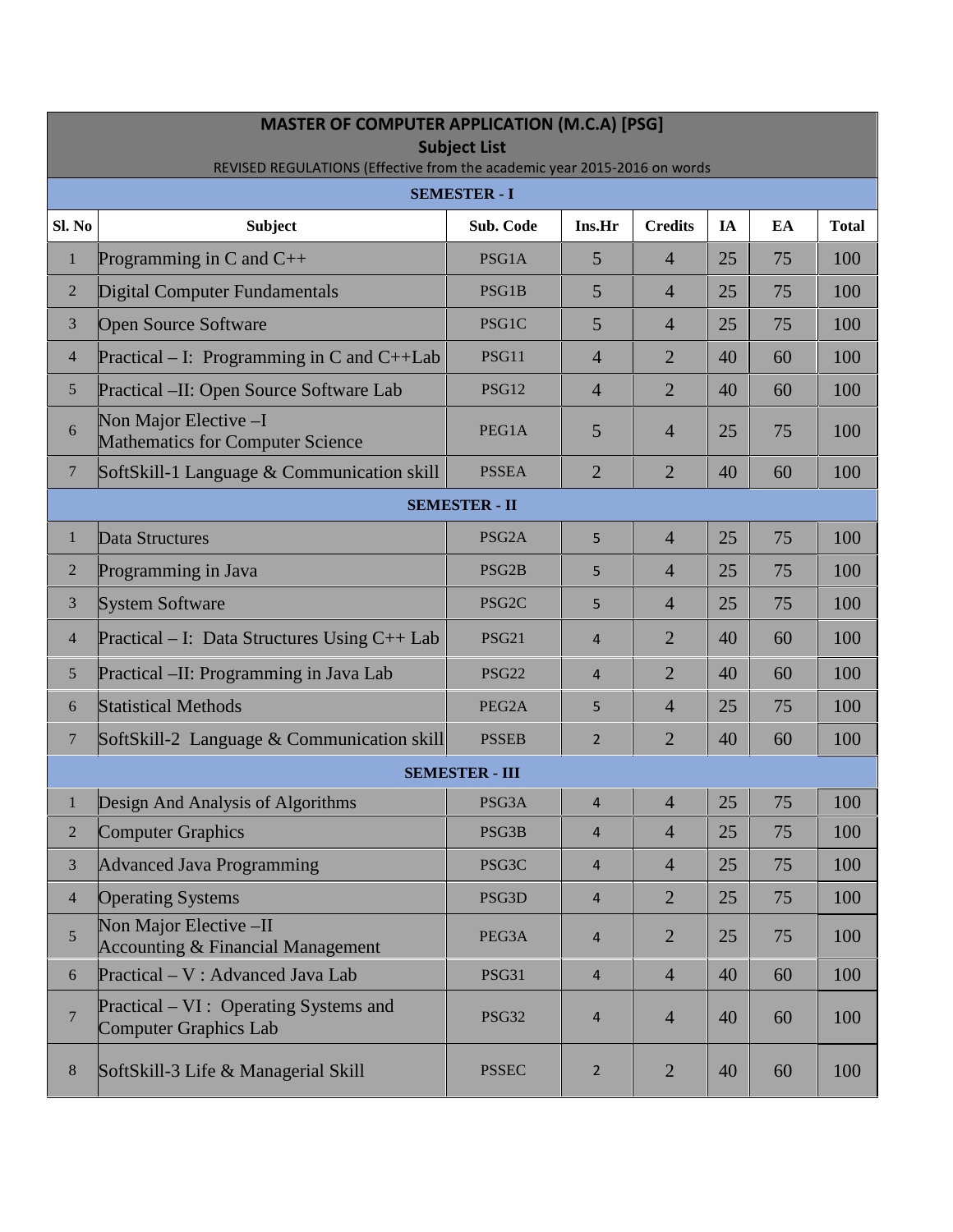# MASTER OF COMPUTER APPLICATION (M.C.A) [PSG]

## Subject List

REVISED REGULATIONS (Effective from the academic year 2015-2016 on words

| Sl. No | Subject | Sub. Code | Ins.Hr | Credits | IA | EA | Total |
|---|---|---|---|---|---|---|---|
| **SEMESTER - I** | | | | | | | |
| 1 | Programming in C and C++ | PSG1A | 5 | 4 | 25 | 75 | 100 |
| 2 | Digital Computer Fundamentals | PSG1B | 5 | 4 | 25 | 75 | 100 |
| 3 | Open Source Software | PSG1C | 5 | 4 | 25 | 75 | 100 |
| 4 | Practical – I: Programming in C and C++Lab | PSG11 | 4 | 2 | 40 | 60 | 100 |
| 5 | Practical –II: Open Source Software Lab | PSG12 | 4 | 2 | 40 | 60 | 100 |
| 6 | Non Major Elective –I Mathematics for Computer Science | PEG1A | 5 | 4 | 25 | 75 | 100 |
| 7 | SoftSkill-1 Language & Communication skill | PSSEA | 2 | 2 | 40 | 60 | 100 |
| **SEMESTER - II** | | | | | | | |
| 1 | Data Structures | PSG2A | 5 | 4 | 25 | 75 | 100 |
| 2 | Programming in Java | PSG2B | 5 | 4 | 25 | 75 | 100 |
| 3 | System Software | PSG2C | 5 | 4 | 25 | 75 | 100 |
| 4 | Practical – I: Data Structures Using C++ Lab | PSG21 | 4 | 2 | 40 | 60 | 100 |
| 5 | Practical –II: Programming in Java Lab | PSG22 | 4 | 2 | 40 | 60 | 100 |
| 6 | Statistical Methods | PEG2A | 5 | 4 | 25 | 75 | 100 |
| 7 | SoftSkill-2 Language & Communication skill | PSSEB | 2 | 2 | 40 | 60 | 100 |
| **SEMESTER - III** | | | | | | | |
| 1 | Design And Analysis of Algorithms | PSG3A | 4 | 4 | 25 | 75 | 100 |
| 2 | Computer Graphics | PSG3B | 4 | 4 | 25 | 75 | 100 |
| 3 | Advanced Java Programming | PSG3C | 4 | 4 | 25 | 75 | 100 |
| 4 | Operating Systems | PSG3D | 4 | 2 | 25 | 75 | 100 |
| 5 | Non Major Elective –II Accounting & Financial Management | PEG3A | 4 | 2 | 25 | 75 | 100 |
| 6 | Practical – V : Advanced Java Lab | PSG31 | 4 | 4 | 40 | 60 | 100 |
| 7 | Practical – VI : Operating Systems and Computer Graphics Lab | PSG32 | 4 | 4 | 40 | 60 | 100 |
| 8 | SoftSkill-3 Life & Managerial Skill | PSSEC | 2 | 2 | 40 | 60 | 100 |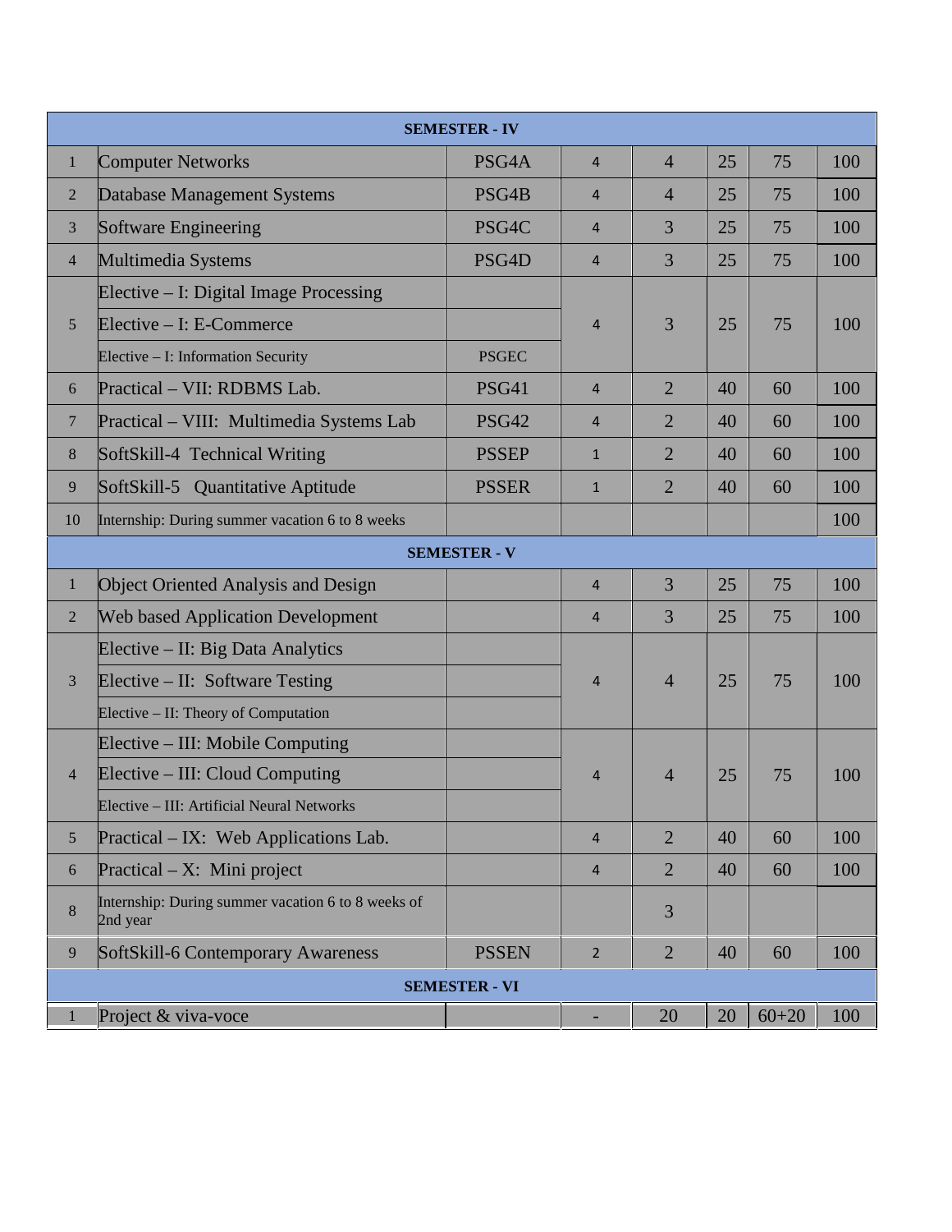| | | | | | | | |
|---|---|---|---|---|---|---|---|
| **SEMESTER - IV** | | | | | | | |
| 1 | Computer Networks | PSG4A | 4 | 4 | 25 | 75 | 100 |
| 2 | Database Management Systems | PSG4B | 4 | 4 | 25 | 75 | 100 |
| 3 | Software Engineering | PSG4C | 4 | 3 | 25 | 75 | 100 |
| 4 | Multimedia Systems | PSG4D | 4 | 3 | 25 | 75 | 100 |
| 5 | Elective – I: Digital Image Processing<br>Elective – I: E-Commerce<br>Elective – I: Information Security | PSGEC | 4 | 3 | 25 | 75 | 100 |
| 6 | Practical – VII: RDBMS Lab. | PSG41 | 4 | 2 | 40 | 60 | 100 |
| 7 | Practical – VIII: Multimedia Systems Lab | PSG42 | 4 | 2 | 40 | 60 | 100 |
| 8 | SoftSkill-4 Technical Writing | PSSEP | 1 | 2 | 40 | 60 | 100 |
| 9 | SoftSkill-5 Quantitative Aptitude | PSSER | 1 | 2 | 40 | 60 | 100 |
| 10 | Internship: During summer vacation 6 to 8 weeks | | | | | | 100 |
| **SEMESTER - V** | | | | | | | |
| 1 | Object Oriented Analysis and Design | | 4 | 3 | 25 | 75 | 100 |
| 2 | Web based Application Development | | 4 | 3 | 25 | 75 | 100 |
| 3 | Elective – II: Big Data Analytics<br>Elective – II: Software Testing<br>Elective – II: Theory of Computation | | 4 | 4 | 25 | 75 | 100 |
| 4 | Elective – III: Mobile Computing<br>Elective – III: Cloud Computing<br>Elective – III: Artificial Neural Networks | | 4 | 4 | 25 | 75 | 100 |
| 5 | Practical – IX: Web Applications Lab. | | 4 | 2 | 40 | 60 | 100 |
| 6 | Practical – X: Mini project | | 4 | 2 | 40 | 60 | 100 |
| 8 | Internship: During summer vacation 6 to 8 weeks of 2nd year | | | 3 | | | |
| 9 | SoftSkill-6 Contemporary Awareness | PSSEN | 2 | 2 | 40 | 60 | 100 |
| **SEMESTER - VI** | | | | | | | |
| 1 | Project & viva-voce | | - | 20 | 20 | 60+20 | 100 |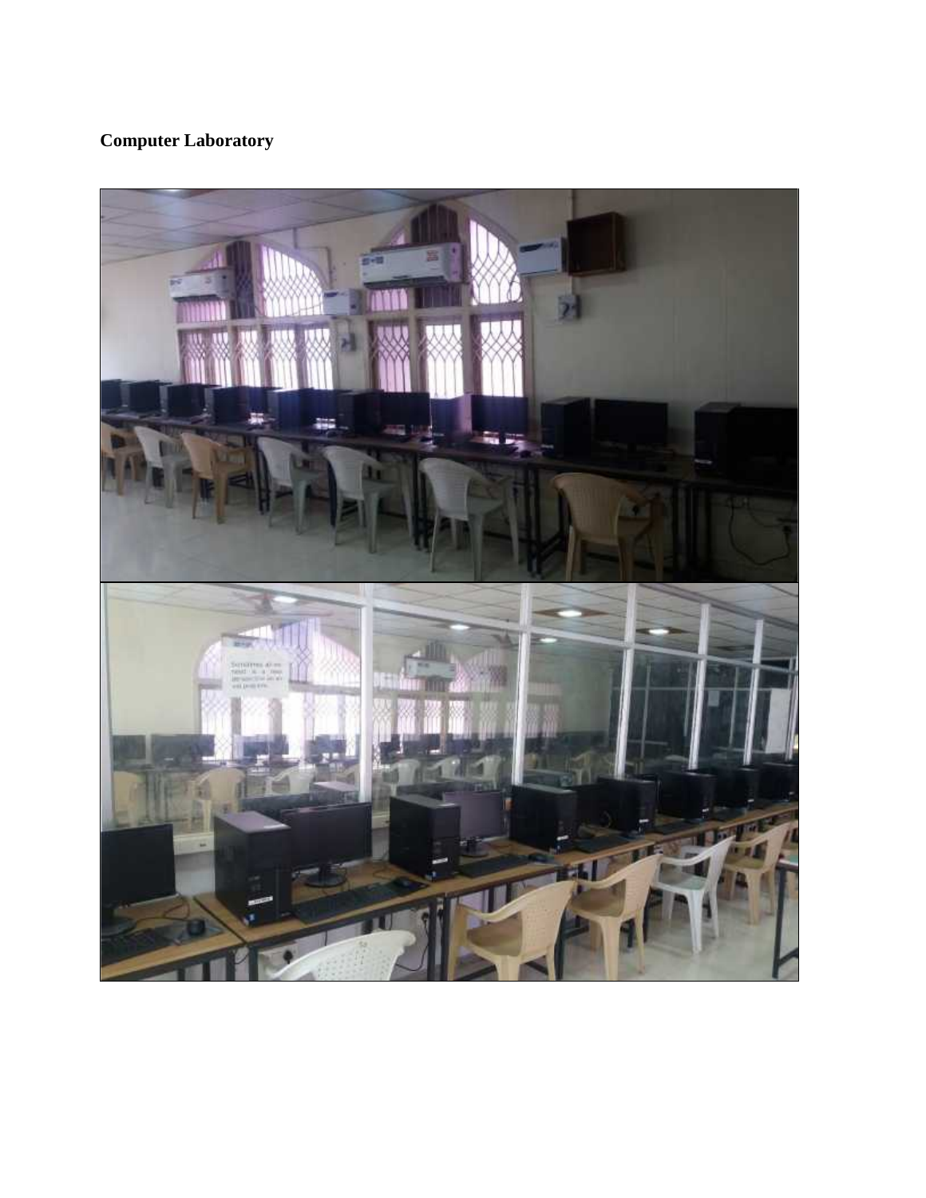**Computer Laboratory**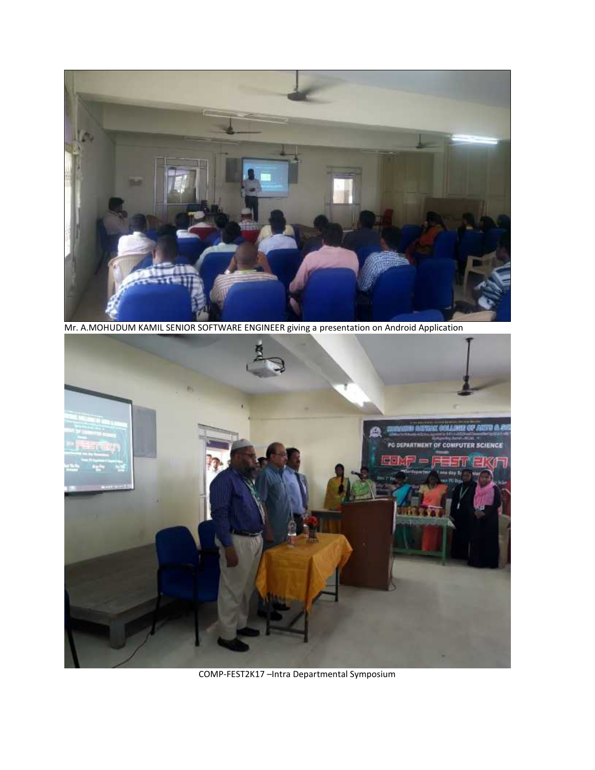Mr. A.MOHUDUM KAMIL SENIOR SOFTWARE ENGINEER giving a presentation on Android Application

COMP-FEST2K17 –Intra Departmental Symposium